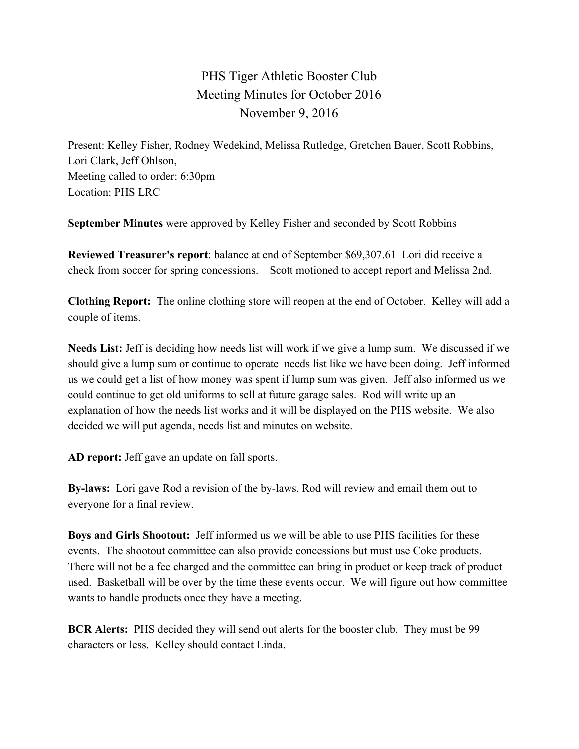# PHS Tiger Athletic Booster Club
## Meeting Minutes for October 2016
## November 9, 2016

Present: Kelley Fisher, Rodney Wedekind, Melissa Rutledge, Gretchen Bauer, Scott Robbins, Lori Clark, Jeff Ohlson,
Meeting called to order: 6:30pm
Location: PHS LRC

**September Minutes** were approved by Kelley Fisher and seconded by Scott Robbins

**Reviewed Treasurer's report**: balance at end of September $69,307.61 Lori did receive a check from soccer for spring concessions. Scott motioned to accept report and Melissa 2nd.

**Clothing Report:** The online clothing store will reopen at the end of October. Kelley will add a couple of items.

**Needs List:** Jeff is deciding how needs list will work if we give a lump sum. We discussed if we should give a lump sum or continue to operate needs list like we have been doing. Jeff informed us we could get a list of how money was spent if lump sum was given. Jeff also informed us we could continue to get old uniforms to sell at future garage sales. Rod will write up an explanation of how the needs list works and it will be displayed on the PHS website. We also decided we will put agenda, needs list and minutes on website.

**AD report:** Jeff gave an update on fall sports.

**By-laws:** Lori gave Rod a revision of the by-laws. Rod will review and email them out to everyone for a final review.

**Boys and Girls Shootout:** Jeff informed us we will be able to use PHS facilities for these events. The shootout committee can also provide concessions but must use Coke products. There will not be a fee charged and the committee can bring in product or keep track of product used. Basketball will be over by the time these events occur. We will figure out how committee wants to handle products once they have a meeting.

**BCR Alerts:** PHS decided they will send out alerts for the booster club. They must be 99 characters or less. Kelley should contact Linda.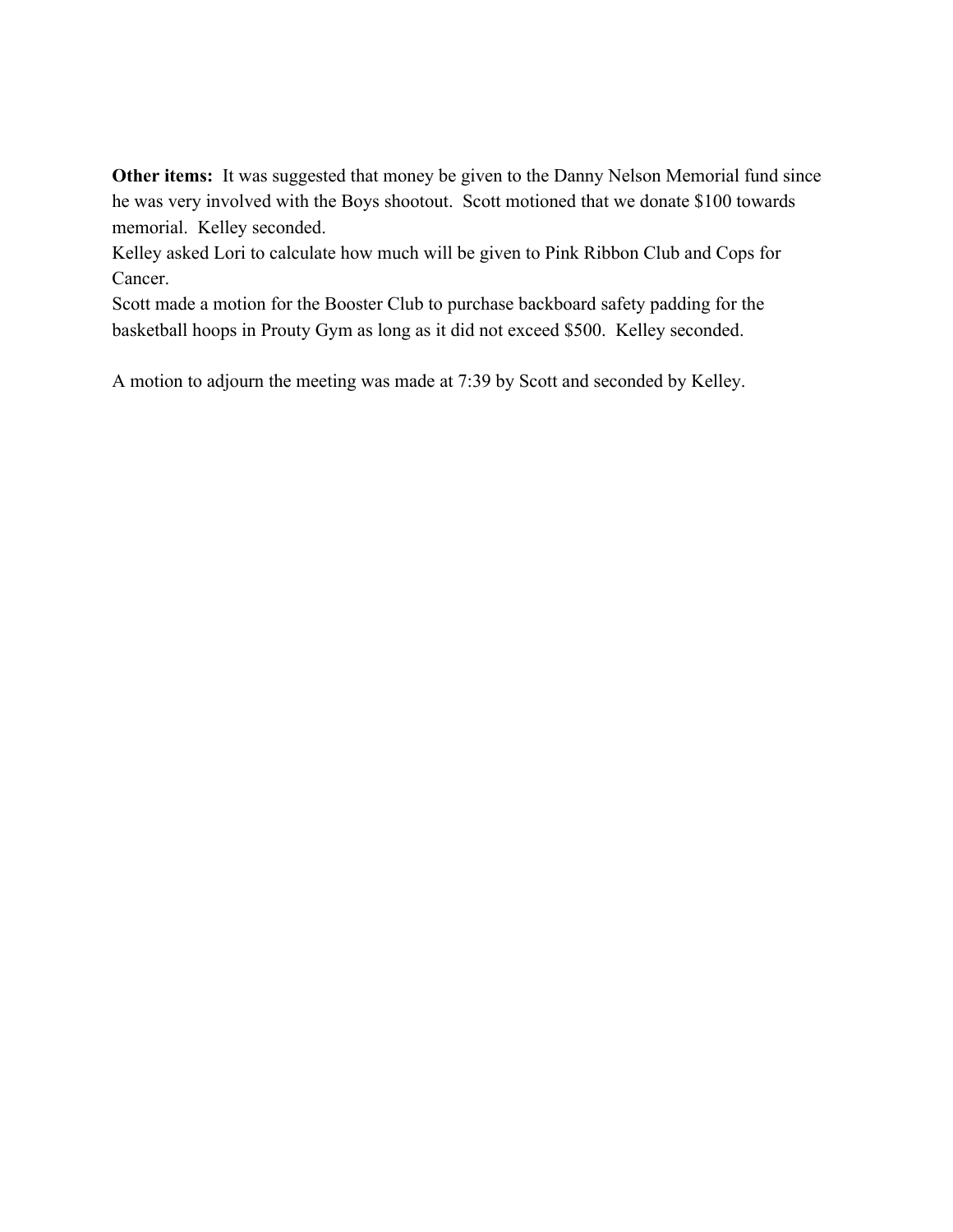**Other items:** It was suggested that money be given to the Danny Nelson Memorial fund since he was very involved with the Boys shootout. Scott motioned that we donate $100 towards memorial. Kelley seconded.

Kelley asked Lori to calculate how much will be given to Pink Ribbon Club and Cops for Cancer.

Scott made a motion for the Booster Club to purchase backboard safety padding for the basketball hoops in Prouty Gym as long as it did not exceed $500. Kelley seconded.

A motion to adjourn the meeting was made at 7:39 by Scott and seconded by Kelley.